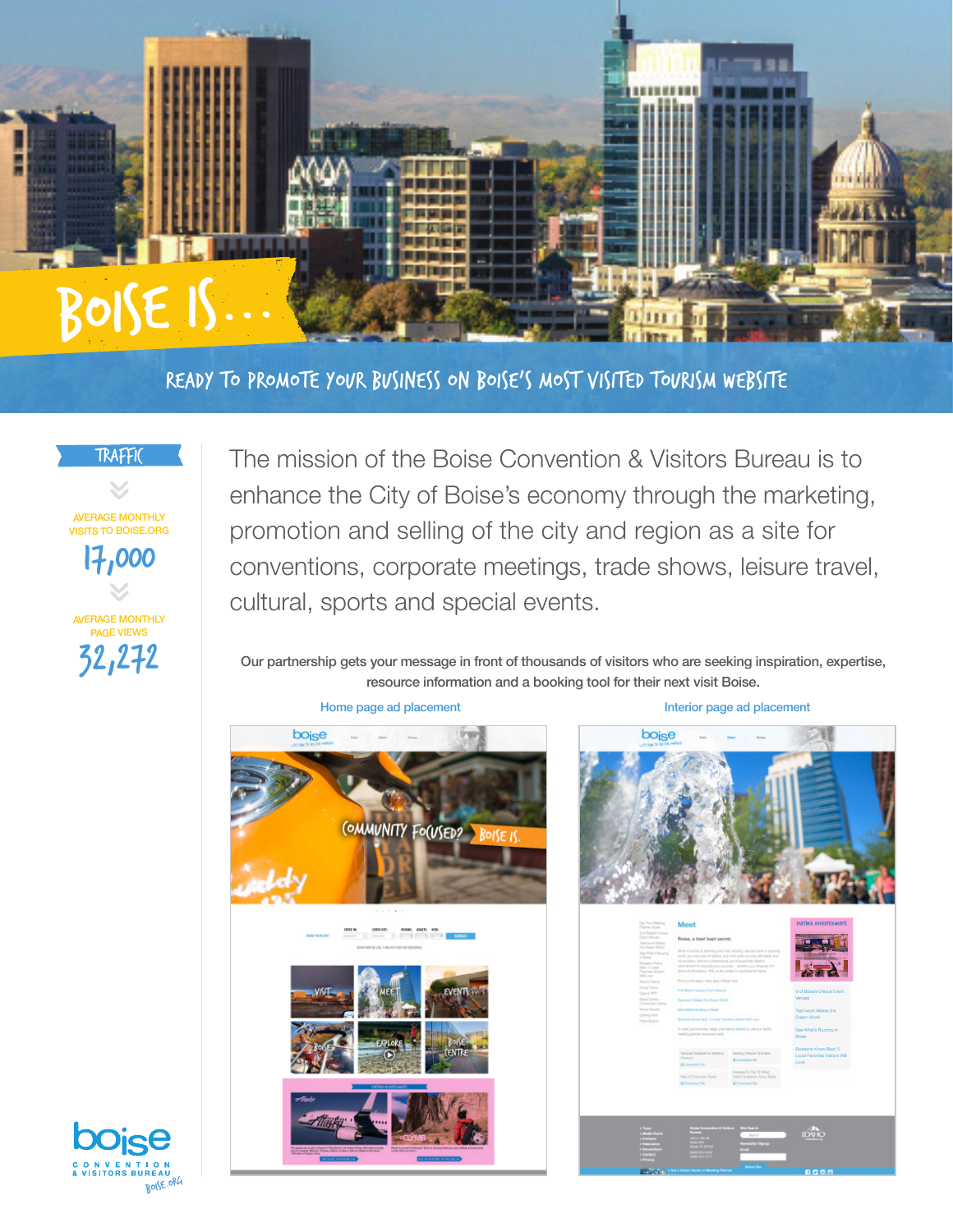# BOISE IS...

## READY TO PROMOTE YOUR BUSINESS ON BOISE'S MOST VISITED TOURISM WEBSITE

### TRAFFIC

AVERAGE MONTHLY VISITS TO BOISE.ORG

**17,000**

AVERAGE MONTHLY PAGE VIEWS

**32,272**

The mission of the Boise Convention & Visitors Bureau is to enhance the City of Boise's economy through the marketing, promotion and selling of the city and region as a site for conventions, corporate meetings, trade shows, leisure travel, cultural, sports and special events.

Our partnership gets your message in front of thousands of visitors who are seeking inspiration, expertise, resource information and a booking tool for their next visit Boise.

Home page ad placement

Interior page ad placement

boise CONVENTION & VISITORS BUREAU BOISE.ORG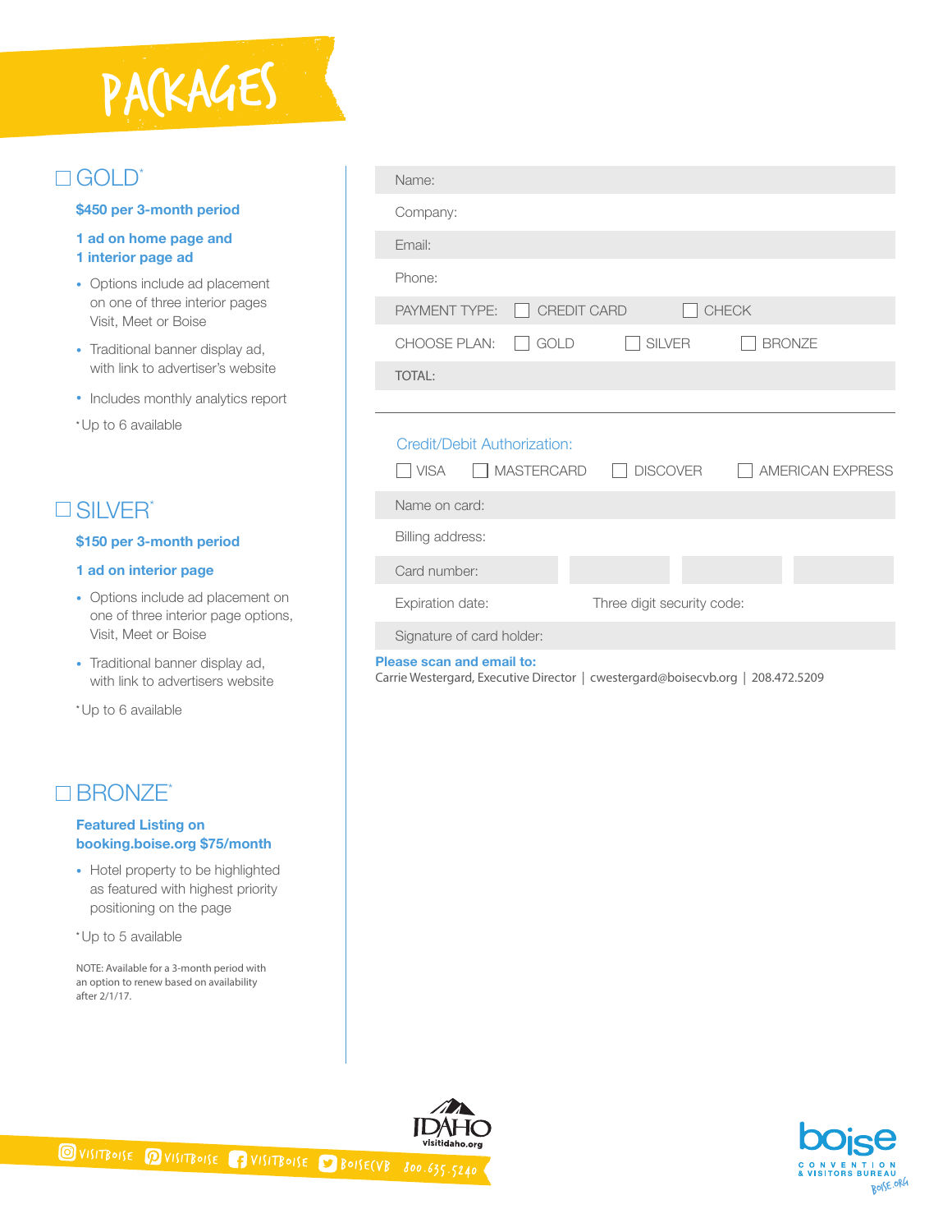# PACKAGES

## ☐ GOLD*

**$450 per 3-month period**

**1 ad on home page and 1 interior page ad**

- Options include ad placement on one of three interior pages Visit, Meet or Boise
- Traditional banner display ad, with link to advertiser's website
- Includes monthly analytics report

*Up to 6 available

## ☐ SILVER*

**$150 per 3-month period**

**1 ad on interior page**

- Options include ad placement on one of three interior page options, Visit, Meet or Boise
- Traditional banner display ad, with link to advertisers website

*Up to 6 available

## ☐ BRONZE*

**Featured Listing on booking.boise.org $75/month**

- Hotel property to be highlighted as featured with highest priority positioning on the page

*Up to 5 available

NOTE: Available for a 3-month period with an option to renew based on availability after 2/1/17.

---

Name:

Company:

Email:

Phone:

PAYMENT TYPE: ☐ CREDIT CARD ☐ CHECK

CHOOSE PLAN: ☐ GOLD ☐ SILVER ☐ BRONZE

TOTAL:

---

### Credit/Debit Authorization:

☐ VISA ☐ MASTERCARD ☐ DISCOVER ☐ AMERICAN EXPRESS

Name on card:

Billing address:

Card number:

Expiration date: Three digit security code:

Signature of card holder:

**Please scan and email to:**

Carrie Westergard, Executive Director | cwestergard@boisecvb.org | 208.472.5209

VISITBOISE VISITBOISE VISITBOISE BOISECVB 800.635.5240

IDAHO visitidaho.org

boise CONVENTION & VISITORS BUREAU BOISE.ORG